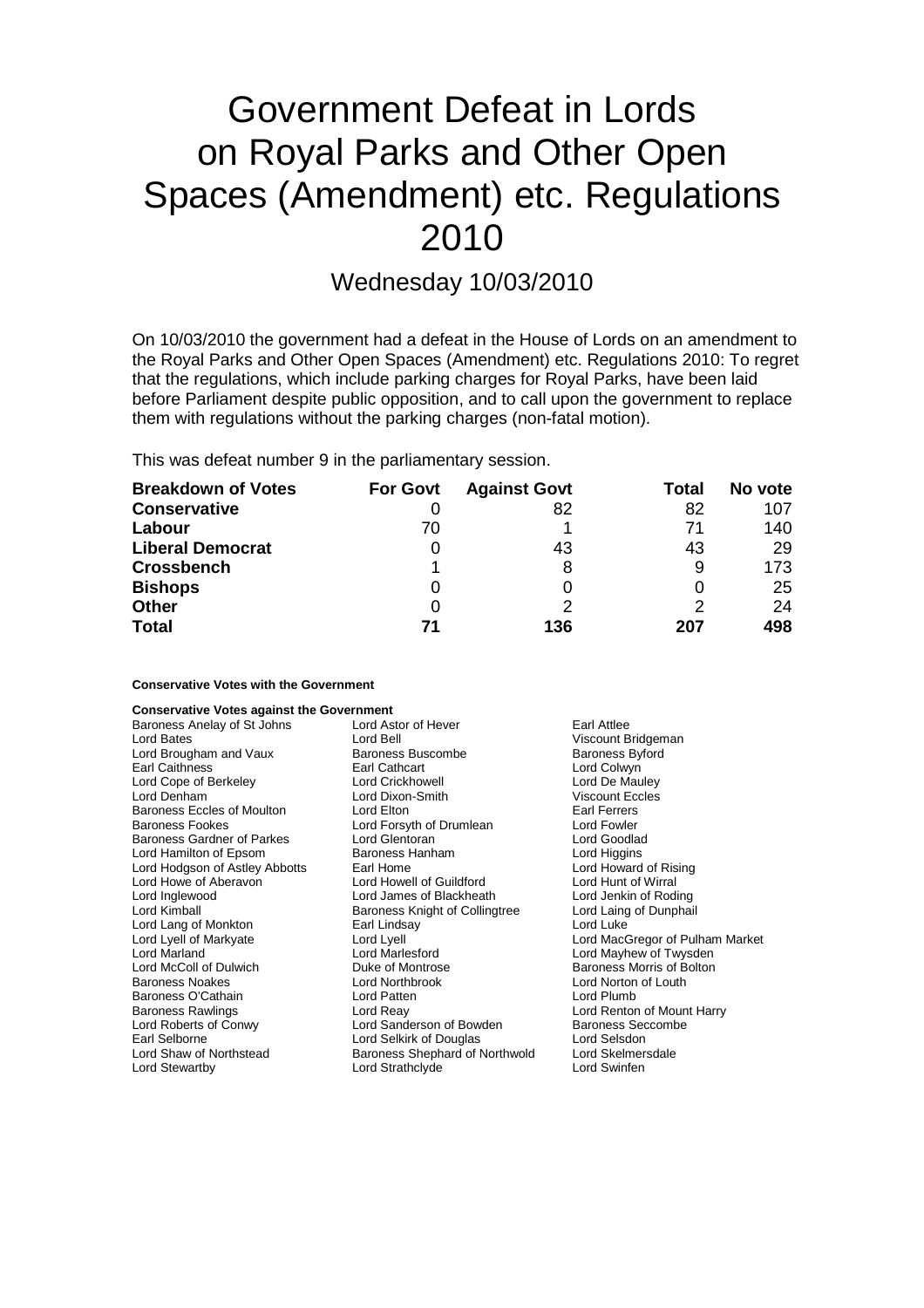# Government Defeat in Lords on Royal Parks and Other Open Spaces (Amendment) etc. Regulations 2010

## Wednesday 10/03/2010

On 10/03/2010 the government had a defeat in the House of Lords on an amendment to the Royal Parks and Other Open Spaces (Amendment) etc. Regulations 2010: To regret that the regulations, which include parking charges for Royal Parks, have been laid before Parliament despite public opposition, and to call upon the government to replace them with regulations without the parking charges (non-fatal motion).

This was defeat number 9 in the parliamentary session.

| Breakdown of Votes | For Govt | Against Govt | Total | No vote |
|---|---|---|---|---|
| **Conservative** | 0 | 82 | 82 | 107 |
| **Labour** | 70 | 1 | 71 | 140 |
| **Liberal Democrat** | 0 | 43 | 43 | 29 |
| **Crossbench** | 1 | 8 | 9 | 173 |
| **Bishops** | 0 | 0 | 0 | 25 |
| **Other** | 0 | 2 | 2 | 24 |
| **Total** | **71** | **136** | **207** | **498** |

**Conservative Votes with the Government**

**Conservative Votes against the Government**

| | | |
|---|---|---|
| Baroness Anelay of St Johns | Lord Astor of Hever | Earl Attlee |
| Lord Bates | Lord Bell | Viscount Bridgeman |
| Lord Brougham and Vaux | Baroness Buscombe | Baroness Byford |
| Earl Caithness | Earl Cathcart | Lord Colwyn |
| Lord Cope of Berkeley | Lord Crickhowell | Lord De Mauley |
| Lord Denham | Lord Dixon-Smith | Viscount Eccles |
| Baroness Eccles of Moulton | Lord Elton | Earl Ferrers |
| Baroness Fookes | Lord Forsyth of Drumlean | Lord Fowler |
| Baroness Gardner of Parkes | Lord Glentoran | Lord Goodlad |
| Lord Hamilton of Epsom | Baroness Hanham | Lord Higgins |
| Lord Hodgson of Astley Abbotts | Earl Home | Lord Howard of Rising |
| Lord Howe of Aberavon | Lord Howell of Guildford | Lord Hunt of Wirral |
| Lord Inglewood | Lord James of Blackheath | Lord Jenkin of Roding |
| Lord Kimball | Baroness Knight of Collingtree | Lord Laing of Dunphail |
| Lord Lang of Monkton | Earl Lindsay | Lord Luke |
| Lord Lyell of Markyate | Lord Lyell | Lord MacGregor of Pulham Market |
| Lord Marland | Lord Marlesford | Lord Mayhew of Twysden |
| Lord McColl of Dulwich | Duke of Montrose | Baroness Morris of Bolton |
| Baroness Noakes | Lord Northbrook | Lord Norton of Louth |
| Baroness O'Cathain | Lord Patten | Lord Plumb |
| Baroness Rawlings | Lord Reay | Lord Renton of Mount Harry |
| Lord Roberts of Conwy | Lord Sanderson of Bowden | Baroness Seccombe |
| Earl Selborne | Lord Selkirk of Douglas | Lord Selsdon |
| Lord Shaw of Northstead | Baroness Shephard of Northwold | Lord Skelmersdale |
| Lord Stewartby | Lord Strathclyde | Lord Swinfen |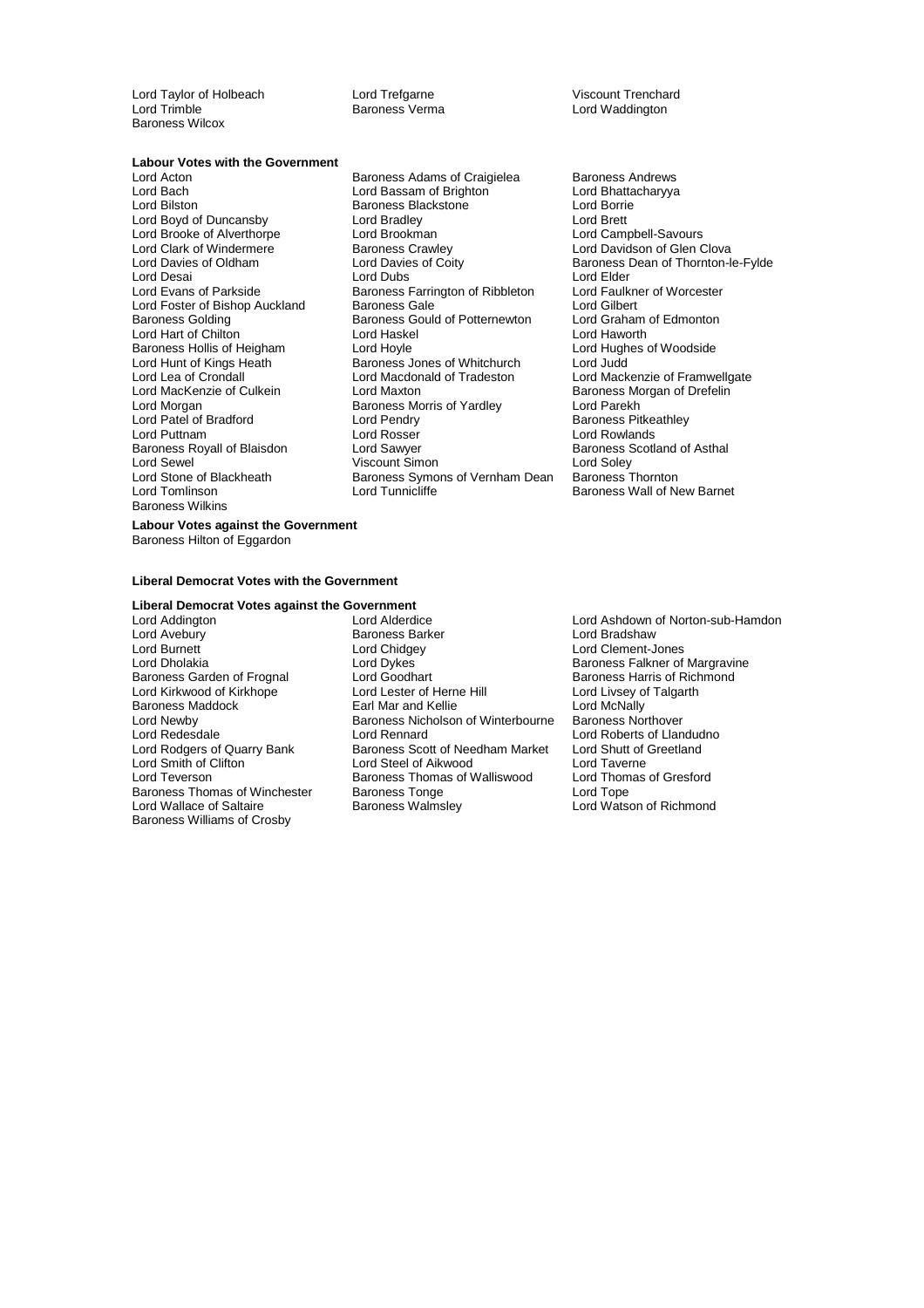Lord Taylor of Holbeach
Lord Trefgarne
Viscount Trenchard
Lord Trimble
Baroness Verma
Lord Waddington
Baroness Wilcox

**Labour Votes with the Government**

Lord Acton
Baroness Adams of Craigielea
Baroness Andrews
Lord Bach
Lord Bassam of Brighton
Lord Bhattacharyya
Lord Bilston
Baroness Blackstone
Lord Borrie
Lord Boyd of Duncansby
Lord Bradley
Lord Brett
Lord Brooke of Alverthorpe
Lord Brookman
Lord Campbell-Savours
Lord Clark of Windermere
Baroness Crawley
Lord Davidson of Glen Clova
Lord Davies of Oldham
Lord Davies of Coity
Baroness Dean of Thornton-le-Fylde
Lord Desai
Lord Dubs
Lord Elder
Lord Evans of Parkside
Baroness Farrington of Ribbleton
Lord Faulkner of Worcester
Lord Foster of Bishop Auckland
Baroness Gale
Lord Gilbert
Baroness Golding
Baroness Gould of Potternewton
Lord Graham of Edmonton
Lord Hart of Chilton
Lord Haskel
Lord Haworth
Baroness Hollis of Heigham
Lord Hoyle
Lord Hughes of Woodside
Lord Hunt of Kings Heath
Baroness Jones of Whitchurch
Lord Judd
Lord Lea of Crondall
Lord Macdonald of Tradeston
Lord Mackenzie of Framwellgate
Lord MacKenzie of Culkein
Lord Maxton
Baroness Morgan of Drefelin
Lord Morgan
Baroness Morris of Yardley
Lord Parekh
Lord Patel of Bradford
Lord Pendry
Baroness Pitkeathley
Lord Puttnam
Lord Rosser
Lord Rowlands
Baroness Royall of Blaisdon
Lord Sawyer
Baroness Scotland of Asthal
Lord Sewel
Viscount Simon
Lord Soley
Lord Stone of Blackheath
Baroness Symons of Vernham Dean
Baroness Thornton
Lord Tomlinson
Lord Tunnicliffe
Baroness Wall of New Barnet
Baroness Wilkins

**Labour Votes against the Government**

Baroness Hilton of Eggardon

**Liberal Democrat Votes with the Government**

**Liberal Democrat Votes against the Government**

Lord Addington
Lord Alderdice
Lord Ashdown of Norton-sub-Hamdon
Lord Avebury
Baroness Barker
Lord Bradshaw
Lord Burnett
Lord Chidgey
Lord Clement-Jones
Lord Dholakia
Lord Dykes
Baroness Falkner of Margravine
Baroness Garden of Frognal
Lord Goodhart
Baroness Harris of Richmond
Lord Kirkwood of Kirkhope
Lord Lester of Herne Hill
Lord Livsey of Talgarth
Baroness Maddock
Earl Mar and Kellie
Lord McNally
Lord Newby
Baroness Nicholson of Winterbourne
Baroness Northover
Lord Redesdale
Lord Rennard
Lord Roberts of Llandudno
Lord Rodgers of Quarry Bank
Baroness Scott of Needham Market
Lord Shutt of Greetland
Lord Smith of Clifton
Lord Steel of Aikwood
Lord Taverne
Lord Teverson
Baroness Thomas of Walliswood
Lord Thomas of Gresford
Baroness Thomas of Winchester
Baroness Tonge
Lord Tope
Lord Wallace of Saltaire
Baroness Walmsley
Lord Watson of Richmond
Baroness Williams of Crosby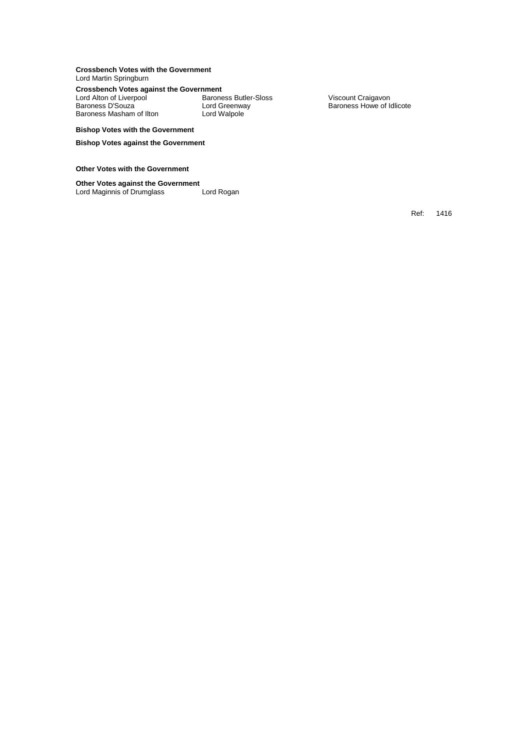**Crossbench Votes with the Government**

Lord Martin Springburn

**Crossbench Votes against the Government**

Lord Alton of Liverpool
Baroness Butler-Sloss
Viscount Craigavon
Baroness D'Souza
Lord Greenway
Baroness Howe of Idlicote
Baroness Masham of Ilton
Lord Walpole

**Bishop Votes with the Government**

**Bishop Votes against the Government**

**Other Votes with the Government**

**Other Votes against the Government**

Lord Maginnis of Drumglass
Lord Rogan

Ref: 1416